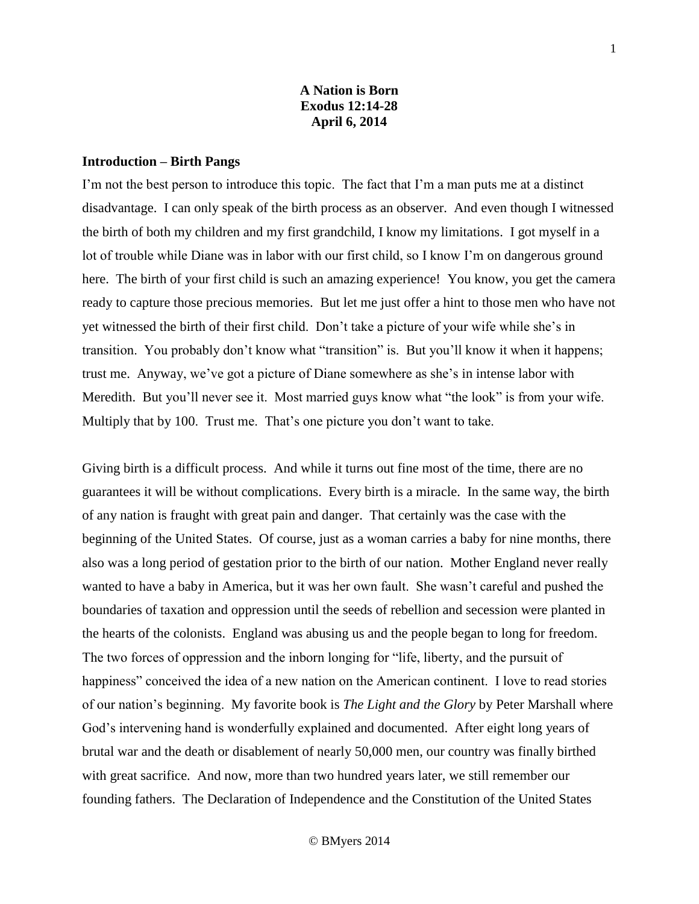**A Nation is Born**
**Exodus 12:14-28**
**April 6, 2014**

**Introduction – Birth Pangs**

I'm not the best person to introduce this topic. The fact that I'm a man puts me at a distinct disadvantage. I can only speak of the birth process as an observer. And even though I witnessed the birth of both my children and my first grandchild, I know my limitations. I got myself in a lot of trouble while Diane was in labor with our first child, so I know I'm on dangerous ground here. The birth of your first child is such an amazing experience! You know, you get the camera ready to capture those precious memories. But let me just offer a hint to those men who have not yet witnessed the birth of their first child. Don't take a picture of your wife while she's in transition. You probably don't know what "transition" is. But you'll know it when it happens; trust me. Anyway, we've got a picture of Diane somewhere as she's in intense labor with Meredith. But you'll never see it. Most married guys know what "the look" is from your wife. Multiply that by 100. Trust me. That's one picture you don't want to take.

Giving birth is a difficult process. And while it turns out fine most of the time, there are no guarantees it will be without complications. Every birth is a miracle. In the same way, the birth of any nation is fraught with great pain and danger. That certainly was the case with the beginning of the United States. Of course, just as a woman carries a baby for nine months, there also was a long period of gestation prior to the birth of our nation. Mother England never really wanted to have a baby in America, but it was her own fault. She wasn't careful and pushed the boundaries of taxation and oppression until the seeds of rebellion and secession were planted in the hearts of the colonists. England was abusing us and the people began to long for freedom. The two forces of oppression and the inborn longing for "life, liberty, and the pursuit of happiness" conceived the idea of a new nation on the American continent. I love to read stories of our nation's beginning. My favorite book is *The Light and the Glory* by Peter Marshall where God's intervening hand is wonderfully explained and documented. After eight long years of brutal war and the death or disablement of nearly 50,000 men, our country was finally birthed with great sacrifice. And now, more than two hundred years later, we still remember our founding fathers. The Declaration of Independence and the Constitution of the United States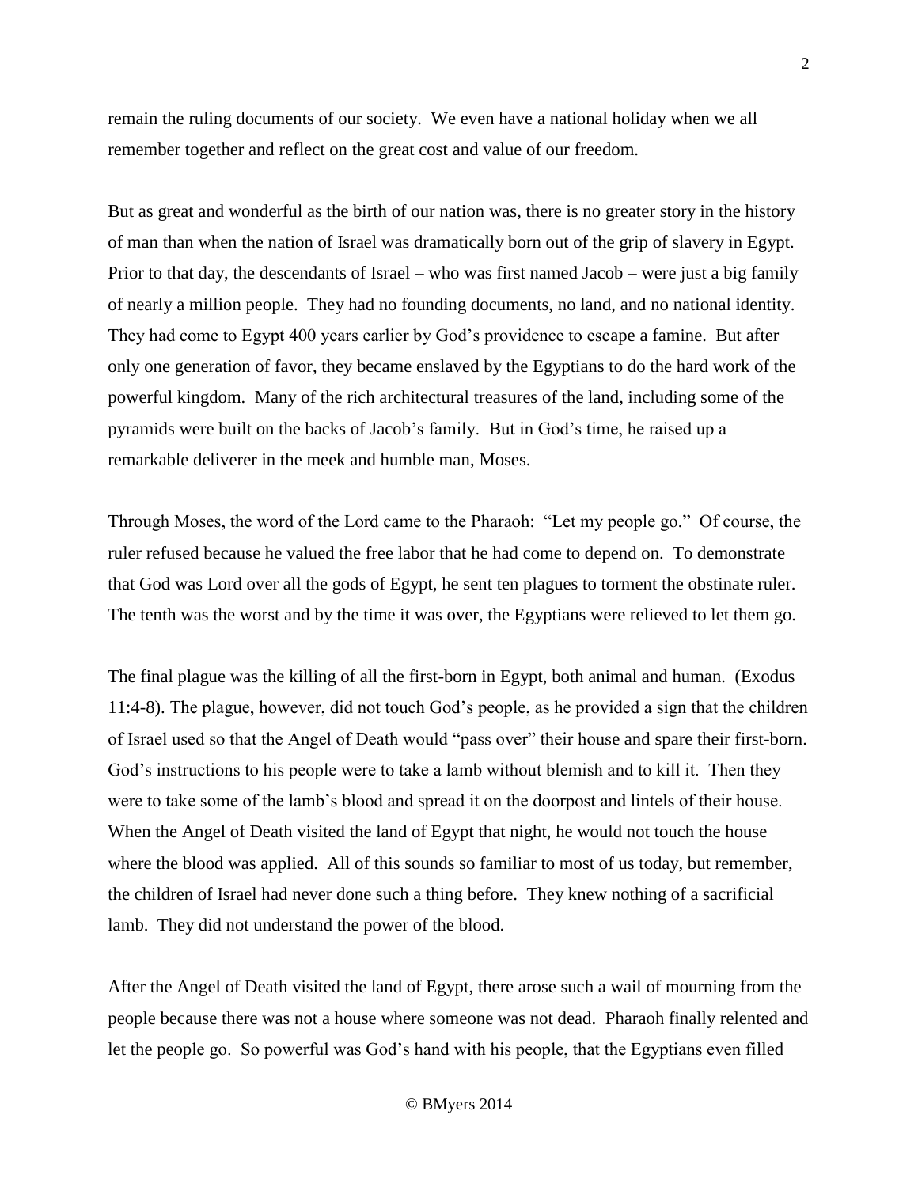remain the ruling documents of our society. We even have a national holiday when we all remember together and reflect on the great cost and value of our freedom.

But as great and wonderful as the birth of our nation was, there is no greater story in the history of man than when the nation of Israel was dramatically born out of the grip of slavery in Egypt. Prior to that day, the descendants of Israel – who was first named Jacob – were just a big family of nearly a million people. They had no founding documents, no land, and no national identity. They had come to Egypt 400 years earlier by God's providence to escape a famine. But after only one generation of favor, they became enslaved by the Egyptians to do the hard work of the powerful kingdom. Many of the rich architectural treasures of the land, including some of the pyramids were built on the backs of Jacob's family. But in God's time, he raised up a remarkable deliverer in the meek and humble man, Moses.

Through Moses, the word of the Lord came to the Pharaoh: "Let my people go." Of course, the ruler refused because he valued the free labor that he had come to depend on. To demonstrate that God was Lord over all the gods of Egypt, he sent ten plagues to torment the obstinate ruler. The tenth was the worst and by the time it was over, the Egyptians were relieved to let them go.

The final plague was the killing of all the first-born in Egypt, both animal and human. (Exodus 11:4-8). The plague, however, did not touch God's people, as he provided a sign that the children of Israel used so that the Angel of Death would "pass over" their house and spare their first-born. God's instructions to his people were to take a lamb without blemish and to kill it. Then they were to take some of the lamb's blood and spread it on the doorpost and lintels of their house. When the Angel of Death visited the land of Egypt that night, he would not touch the house where the blood was applied. All of this sounds so familiar to most of us today, but remember, the children of Israel had never done such a thing before. They knew nothing of a sacrificial lamb. They did not understand the power of the blood.

After the Angel of Death visited the land of Egypt, there arose such a wail of mourning from the people because there was not a house where someone was not dead. Pharaoh finally relented and let the people go. So powerful was God's hand with his people, that the Egyptians even filled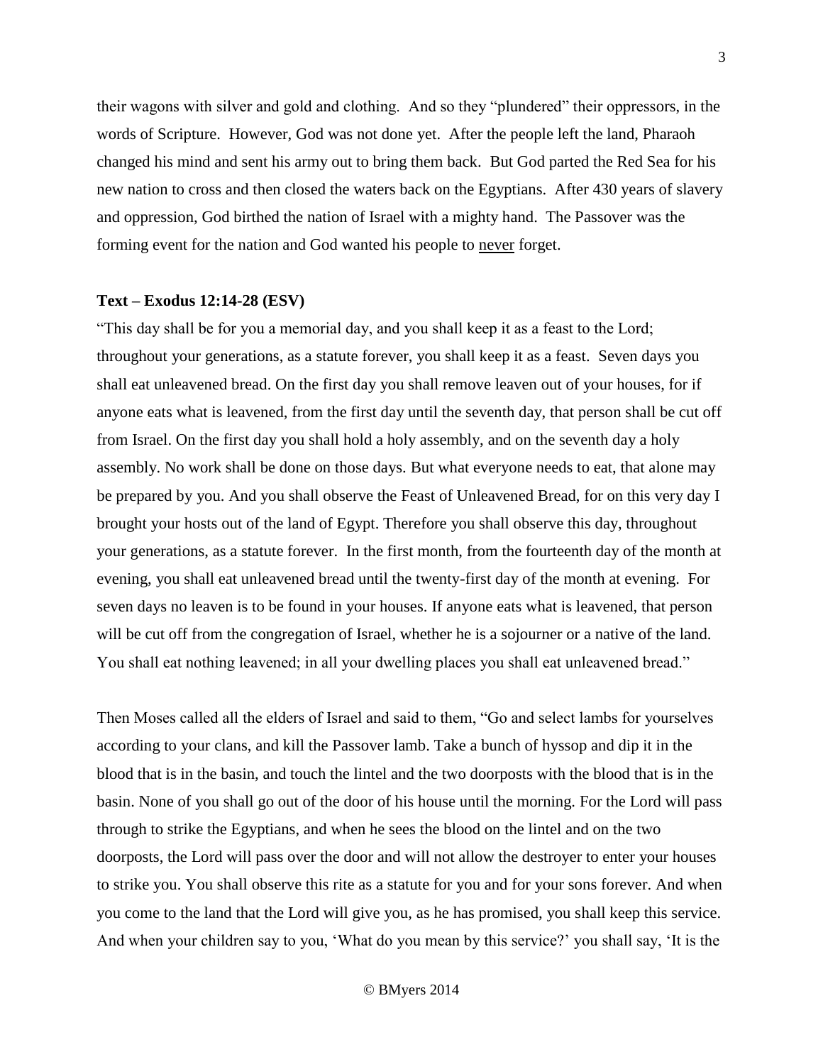their wagons with silver and gold and clothing. And so they "plundered" their oppressors, in the words of Scripture. However, God was not done yet. After the people left the land, Pharaoh changed his mind and sent his army out to bring them back. But God parted the Red Sea for his new nation to cross and then closed the waters back on the Egyptians. After 430 years of slavery and oppression, God birthed the nation of Israel with a mighty hand. The Passover was the forming event for the nation and God wanted his people to <u>never</u> forget.

**Text – Exodus 12:14-28 (ESV)**

"This day shall be for you a memorial day, and you shall keep it as a feast to the Lord; throughout your generations, as a statute forever, you shall keep it as a feast. Seven days you shall eat unleavened bread. On the first day you shall remove leaven out of your houses, for if anyone eats what is leavened, from the first day until the seventh day, that person shall be cut off from Israel. On the first day you shall hold a holy assembly, and on the seventh day a holy assembly. No work shall be done on those days. But what everyone needs to eat, that alone may be prepared by you. And you shall observe the Feast of Unleavened Bread, for on this very day I brought your hosts out of the land of Egypt. Therefore you shall observe this day, throughout your generations, as a statute forever. In the first month, from the fourteenth day of the month at evening, you shall eat unleavened bread until the twenty-first day of the month at evening. For seven days no leaven is to be found in your houses. If anyone eats what is leavened, that person will be cut off from the congregation of Israel, whether he is a sojourner or a native of the land. You shall eat nothing leavened; in all your dwelling places you shall eat unleavened bread."

Then Moses called all the elders of Israel and said to them, "Go and select lambs for yourselves according to your clans, and kill the Passover lamb. Take a bunch of hyssop and dip it in the blood that is in the basin, and touch the lintel and the two doorposts with the blood that is in the basin. None of you shall go out of the door of his house until the morning. For the Lord will pass through to strike the Egyptians, and when he sees the blood on the lintel and on the two doorposts, the Lord will pass over the door and will not allow the destroyer to enter your houses to strike you. You shall observe this rite as a statute for you and for your sons forever. And when you come to the land that the Lord will give you, as he has promised, you shall keep this service. And when your children say to you, 'What do you mean by this service?' you shall say, 'It is the

© BMyers 2014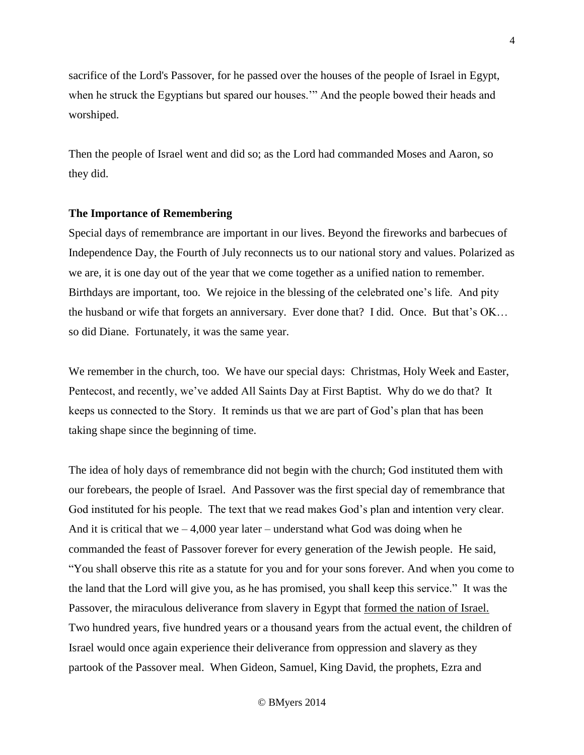sacrifice of the Lord's Passover, for he passed over the houses of the people of Israel in Egypt, when he struck the Egyptians but spared our houses.'" And the people bowed their heads and worshiped.

Then the people of Israel went and did so; as the Lord had commanded Moses and Aaron, so they did.

**The Importance of Remembering**

Special days of remembrance are important in our lives. Beyond the fireworks and barbecues of Independence Day, the Fourth of July reconnects us to our national story and values. Polarized as we are, it is one day out of the year that we come together as a unified nation to remember. Birthdays are important, too. We rejoice in the blessing of the celebrated one's life. And pity the husband or wife that forgets an anniversary. Ever done that? I did. Once. But that's OK… so did Diane. Fortunately, it was the same year.

We remember in the church, too. We have our special days: Christmas, Holy Week and Easter, Pentecost, and recently, we've added All Saints Day at First Baptist. Why do we do that? It keeps us connected to the Story. It reminds us that we are part of God's plan that has been taking shape since the beginning of time.

The idea of holy days of remembrance did not begin with the church; God instituted them with our forebears, the people of Israel. And Passover was the first special day of remembrance that God instituted for his people. The text that we read makes God's plan and intention very clear. And it is critical that we – 4,000 year later – understand what God was doing when he commanded the feast of Passover forever for every generation of the Jewish people. He said, "You shall observe this rite as a statute for you and for your sons forever. And when you come to the land that the Lord will give you, as he has promised, you shall keep this service." It was the Passover, the miraculous deliverance from slavery in Egypt that <u>formed the nation of Israel.</u> Two hundred years, five hundred years or a thousand years from the actual event, the children of Israel would once again experience their deliverance from oppression and slavery as they partook of the Passover meal. When Gideon, Samuel, King David, the prophets, Ezra and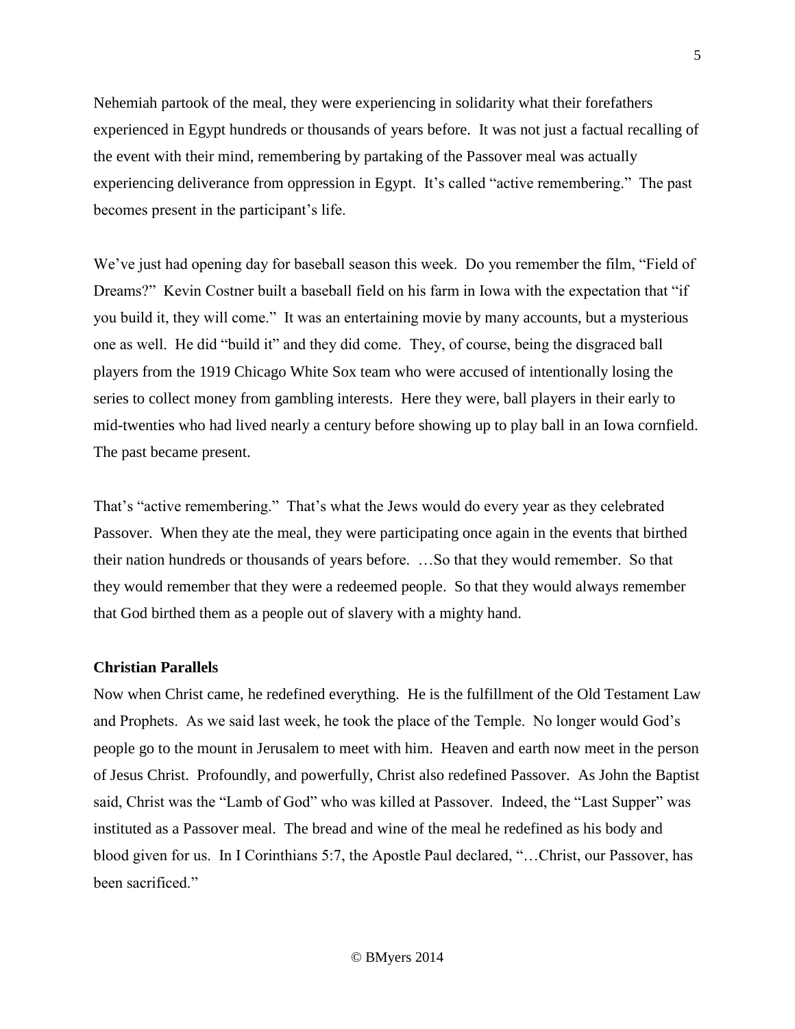Nehemiah partook of the meal, they were experiencing in solidarity what their forefathers experienced in Egypt hundreds or thousands of years before. It was not just a factual recalling of the event with their mind, remembering by partaking of the Passover meal was actually experiencing deliverance from oppression in Egypt. It's called "active remembering." The past becomes present in the participant's life.

We've just had opening day for baseball season this week. Do you remember the film, "Field of Dreams?" Kevin Costner built a baseball field on his farm in Iowa with the expectation that "if you build it, they will come." It was an entertaining movie by many accounts, but a mysterious one as well. He did "build it" and they did come. They, of course, being the disgraced ball players from the 1919 Chicago White Sox team who were accused of intentionally losing the series to collect money from gambling interests. Here they were, ball players in their early to mid-twenties who had lived nearly a century before showing up to play ball in an Iowa cornfield. The past became present.

That's "active remembering." That's what the Jews would do every year as they celebrated Passover. When they ate the meal, they were participating once again in the events that birthed their nation hundreds or thousands of years before. …So that they would remember. So that they would remember that they were a redeemed people. So that they would always remember that God birthed them as a people out of slavery with a mighty hand.

**Christian Parallels**

Now when Christ came, he redefined everything. He is the fulfillment of the Old Testament Law and Prophets. As we said last week, he took the place of the Temple. No longer would God's people go to the mount in Jerusalem to meet with him. Heaven and earth now meet in the person of Jesus Christ. Profoundly, and powerfully, Christ also redefined Passover. As John the Baptist said, Christ was the "Lamb of God" who was killed at Passover. Indeed, the "Last Supper" was instituted as a Passover meal. The bread and wine of the meal he redefined as his body and blood given for us. In I Corinthians 5:7, the Apostle Paul declared, "…Christ, our Passover, has been sacrificed."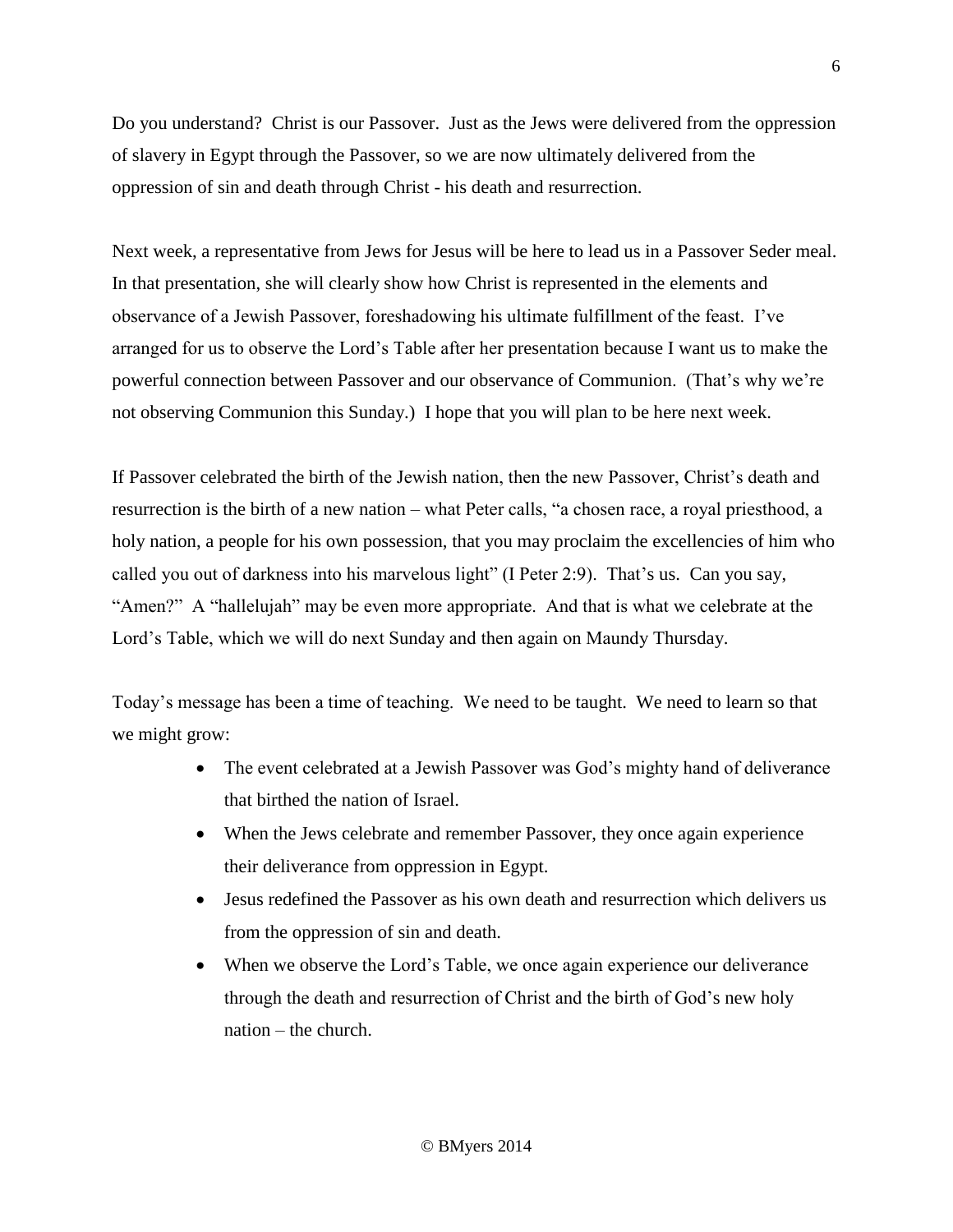Do you understand? Christ is our Passover. Just as the Jews were delivered from the oppression of slavery in Egypt through the Passover, so we are now ultimately delivered from the oppression of sin and death through Christ - his death and resurrection.

Next week, a representative from Jews for Jesus will be here to lead us in a Passover Seder meal. In that presentation, she will clearly show how Christ is represented in the elements and observance of a Jewish Passover, foreshadowing his ultimate fulfillment of the feast. I've arranged for us to observe the Lord's Table after her presentation because I want us to make the powerful connection between Passover and our observance of Communion. (That's why we're not observing Communion this Sunday.) I hope that you will plan to be here next week.

If Passover celebrated the birth of the Jewish nation, then the new Passover, Christ's death and resurrection is the birth of a new nation – what Peter calls, "a chosen race, a royal priesthood, a holy nation, a people for his own possession, that you may proclaim the excellencies of him who called you out of darkness into his marvelous light" (I Peter 2:9). That's us. Can you say, "Amen?" A "hallelujah" may be even more appropriate. And that is what we celebrate at the Lord's Table, which we will do next Sunday and then again on Maundy Thursday.

Today's message has been a time of teaching. We need to be taught. We need to learn so that we might grow:

- The event celebrated at a Jewish Passover was God's mighty hand of deliverance that birthed the nation of Israel.
- When the Jews celebrate and remember Passover, they once again experience their deliverance from oppression in Egypt.
- Jesus redefined the Passover as his own death and resurrection which delivers us from the oppression of sin and death.
- When we observe the Lord's Table, we once again experience our deliverance through the death and resurrection of Christ and the birth of God's new holy nation – the church.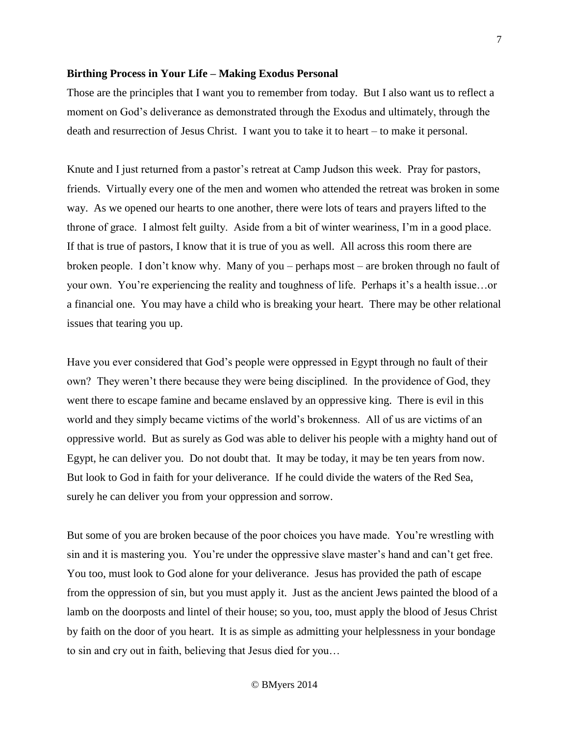**Birthing Process in Your Life – Making Exodus Personal**

Those are the principles that I want you to remember from today. But I also want us to reflect a moment on God's deliverance as demonstrated through the Exodus and ultimately, through the death and resurrection of Jesus Christ. I want you to take it to heart – to make it personal.

Knute and I just returned from a pastor's retreat at Camp Judson this week. Pray for pastors, friends. Virtually every one of the men and women who attended the retreat was broken in some way. As we opened our hearts to one another, there were lots of tears and prayers lifted to the throne of grace. I almost felt guilty. Aside from a bit of winter weariness, I'm in a good place. If that is true of pastors, I know that it is true of you as well. All across this room there are broken people. I don't know why. Many of you – perhaps most – are broken through no fault of your own. You're experiencing the reality and toughness of life. Perhaps it's a health issue…or a financial one. You may have a child who is breaking your heart. There may be other relational issues that tearing you up.

Have you ever considered that God's people were oppressed in Egypt through no fault of their own? They weren't there because they were being disciplined. In the providence of God, they went there to escape famine and became enslaved by an oppressive king. There is evil in this world and they simply became victims of the world's brokenness. All of us are victims of an oppressive world. But as surely as God was able to deliver his people with a mighty hand out of Egypt, he can deliver you. Do not doubt that. It may be today, it may be ten years from now. But look to God in faith for your deliverance. If he could divide the waters of the Red Sea, surely he can deliver you from your oppression and sorrow.

But some of you are broken because of the poor choices you have made. You're wrestling with sin and it is mastering you. You're under the oppressive slave master's hand and can't get free. You too, must look to God alone for your deliverance. Jesus has provided the path of escape from the oppression of sin, but you must apply it. Just as the ancient Jews painted the blood of a lamb on the doorposts and lintel of their house; so you, too, must apply the blood of Jesus Christ by faith on the door of you heart. It is as simple as admitting your helplessness in your bondage to sin and cry out in faith, believing that Jesus died for you…

© BMyers 2014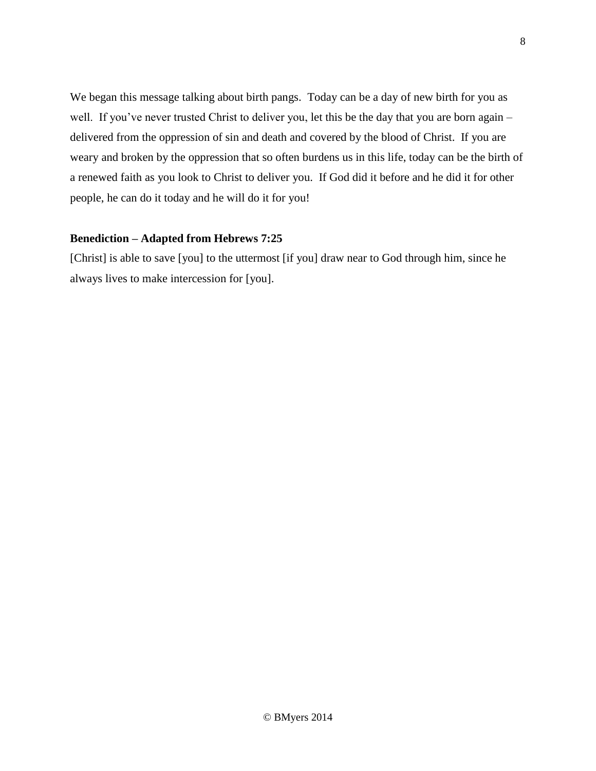We began this message talking about birth pangs. Today can be a day of new birth for you as well. If you've never trusted Christ to deliver you, let this be the day that you are born again – delivered from the oppression of sin and death and covered by the blood of Christ. If you are weary and broken by the oppression that so often burdens us in this life, today can be the birth of a renewed faith as you look to Christ to deliver you. If God did it before and he did it for other people, he can do it today and he will do it for you!

**Benediction – Adapted from Hebrews 7:25**

[Christ] is able to save [you] to the uttermost [if you] draw near to God through him, since he always lives to make intercession for [you].

© BMyers 2014